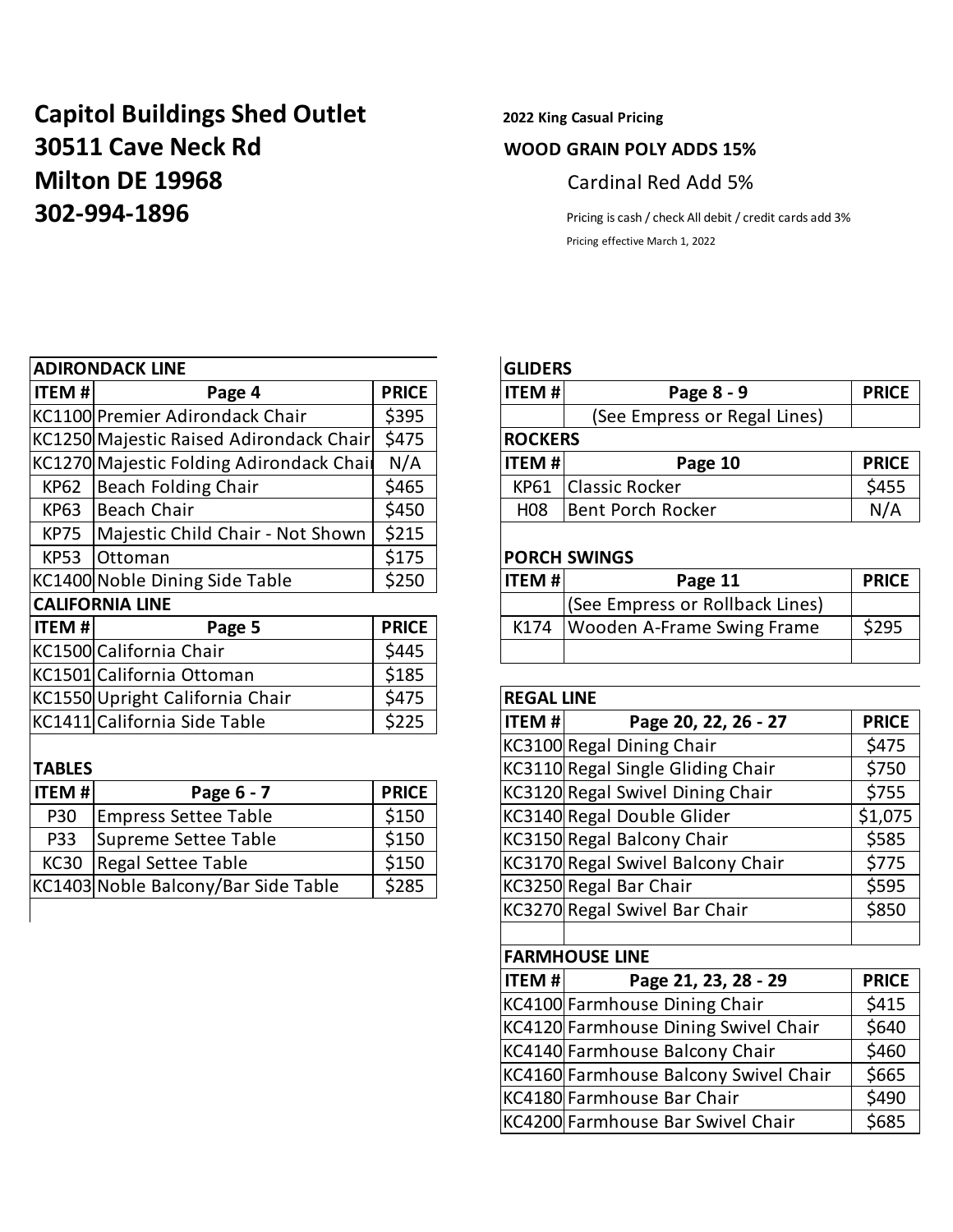# Capitol Buildings Shed Outlet
# 30511 Cave Neck Rd
# Milton DE 19968
# 302-994-1896

**2022 King Casual Pricing**

**WOOD GRAIN POLY ADDS 15%**

Cardinal Red Add 5%

Pricing is cash / check All debit / credit cards add 3%

Pricing effective March 1, 2022

| ADIRONDACK LINE | | |
|---|---|---|
| **ITEM #** | **Page 4** | **PRICE** |
| KC1100 | Premier Adirondack Chair | $395 |
| KC1250 | Majestic Raised Adirondack Chair | $475 |
| KC1270 | Majestic Folding Adirondack Chair | N/A |
| KP62 | Beach Folding Chair | $465 |
| KP63 | Beach Chair | $450 |
| KP75 | Majestic Child Chair - Not Shown | $215 |
| KP53 | Ottoman | $175 |
| KC1400 | Noble Dining Side Table | $250 |
| **CALIFORNIA LINE** | | |
| **ITEM #** | **Page 5** | **PRICE** |
| KC1500 | California Chair | $445 |
| KC1501 | California Ottoman | $185 |
| KC1550 | Upright California Chair | $475 |
| KC1411 | California Side Table | $225 |

| TABLES | | |
|---|---|---|
| **ITEM #** | **Page 6 - 7** | **PRICE** |
| P30 | Empress Settee Table | $150 |
| P33 | Supreme Settee Table | $150 |
| KC30 | Regal Settee Table | $150 |
| KC1403 | Noble Balcony/Bar Side Table | $285 |

| GLIDERS | | |
|---|---|---|
| **ITEM #** | **Page 8 - 9** | **PRICE** |
| | (See Empress or Regal Lines) | |
| **ROCKERS** | | |
| **ITEM #** | **Page 10** | **PRICE** |
| KP61 | Classic Rocker | $455 |
| H08 | Bent Porch Rocker | N/A |

| PORCH SWINGS | | |
|---|---|---|
| **ITEM #** | **Page 11** | **PRICE** |
| | (See Empress or Rollback Lines) | |
| K174 | Wooden A-Frame Swing Frame | $295 |

| REGAL LINE | | |
|---|---|---|
| **ITEM #** | **Page 20, 22, 26 - 27** | **PRICE** |
| KC3100 | Regal Dining Chair | $475 |
| KC3110 | Regal Single Gliding Chair | $750 |
| KC3120 | Regal Swivel Dining Chair | $755 |
| KC3140 | Regal Double Glider | $1,075 |
| KC3150 | Regal Balcony Chair | $585 |
| KC3170 | Regal Swivel Balcony Chair | $775 |
| KC3250 | Regal Bar Chair | $595 |
| KC3270 | Regal Swivel Bar Chair | $850 |

| FARMHOUSE LINE | | |
|---|---|---|
| **ITEM #** | **Page 21, 23, 28 - 29** | **PRICE** |
| KC4100 | Farmhouse Dining Chair | $415 |
| KC4120 | Farmhouse Dining Swivel Chair | $640 |
| KC4140 | Farmhouse Balcony Chair | $460 |
| KC4160 | Farmhouse Balcony Swivel Chair | $665 |
| KC4180 | Farmhouse Bar Chair | $490 |
| KC4200 | Farmhouse Bar Swivel Chair | $685 |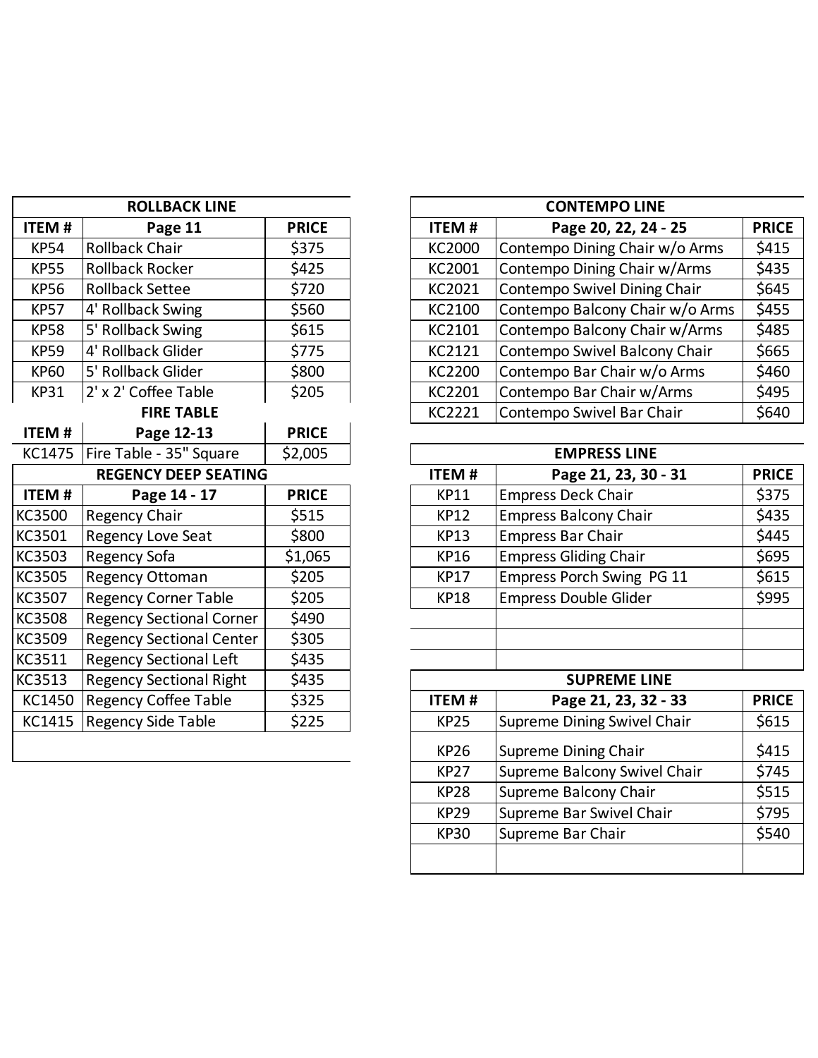| ROLLBACK LINE | | |
|---|---|---|
| ITEM # | Page 11 | PRICE |
| KP54 | Rollback Chair | $375 |
| KP55 | Rollback Rocker | $425 |
| KP56 | Rollback Settee | $720 |
| KP57 | 4' Rollback Swing | $560 |
| KP58 | 5' Rollback Swing | $615 |
| KP59 | 4' Rollback Glider | $775 |
| KP60 | 5' Rollback Glider | $800 |
| KP31 | 2' x 2' Coffee Table | $205 |

| FIRE TABLE | | |
|---|---|---|
| ITEM # | Page 12-13 | PRICE |
| KC1475 | Fire Table - 35" Square | $2,005 |

| REGENCY DEEP SEATING | | |
|---|---|---|
| ITEM # | Page 14 - 17 | PRICE |
| KC3500 | Regency Chair | $515 |
| KC3501 | Regency Love Seat | $800 |
| KC3503 | Regency Sofa | $1,065 |
| KC3505 | Regency Ottoman | $205 |
| KC3507 | Regency Corner Table | $205 |
| KC3508 | Regency Sectional Corner | $490 |
| KC3509 | Regency Sectional Center | $305 |
| KC3511 | Regency Sectional Left | $435 |
| KC3513 | Regency Sectional Right | $435 |
| KC1450 | Regency Coffee Table | $325 |
| KC1415 | Regency Side Table | $225 |

| CONTEMPO LINE | | |
|---|---|---|
| ITEM # | Page 20, 22, 24 - 25 | PRICE |
| KC2000 | Contempo Dining Chair w/o Arms | $415 |
| KC2001 | Contempo Dining Chair w/Arms | $435 |
| KC2021 | Contempo Swivel Dining Chair | $645 |
| KC2100 | Contempo Balcony Chair w/o Arms | $455 |
| KC2101 | Contempo Balcony Chair w/Arms | $485 |
| KC2121 | Contempo Swivel Balcony Chair | $665 |
| KC2200 | Contempo Bar Chair w/o Arms | $460 |
| KC2201 | Contempo Bar Chair w/Arms | $495 |
| KC2221 | Contempo Swivel Bar Chair | $640 |

| EMPRESS LINE | | |
|---|---|---|
| ITEM # | Page 21, 23, 30 - 31 | PRICE |
| KP11 | Empress Deck Chair | $375 |
| KP12 | Empress Balcony Chair | $435 |
| KP13 | Empress Bar Chair | $445 |
| KP16 | Empress Gliding Chair | $695 |
| KP17 | Empress Porch Swing PG 11 | $615 |
| KP18 | Empress Double Glider | $995 |

| SUPREME LINE | | |
|---|---|---|
| ITEM # | Page 21, 23, 32 - 33 | PRICE |
| KP25 | Supreme Dining Swivel Chair | $615 |
| KP26 | Supreme Dining Chair | $415 |
| KP27 | Supreme Balcony Swivel Chair | $745 |
| KP28 | Supreme Balcony Chair | $515 |
| KP29 | Supreme Bar Swivel Chair | $795 |
| KP30 | Supreme Bar Chair | $540 |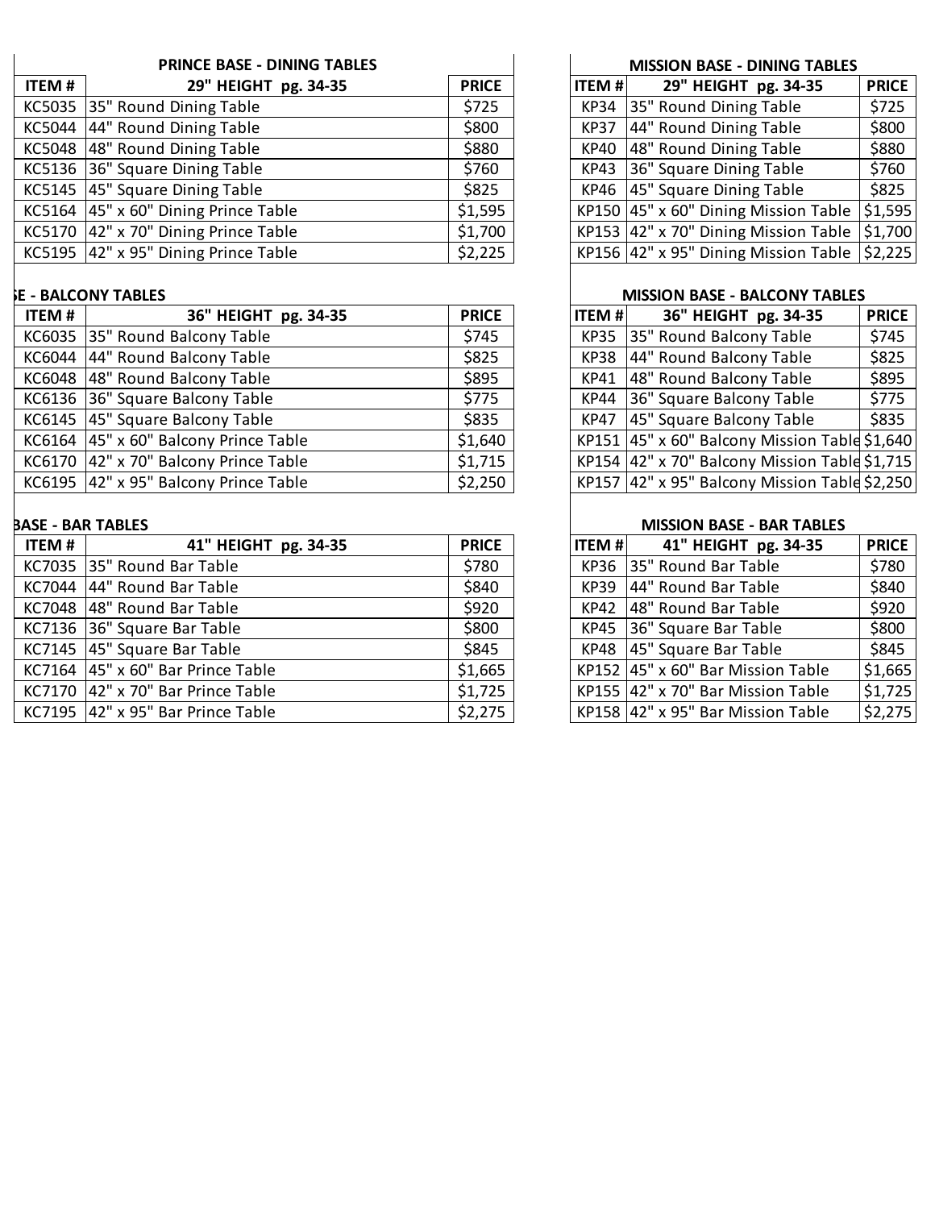## PRINCE BASE - DINING TABLES

| ITEM # | 29" HEIGHT pg. 34-35 | PRICE |
|---|---|---|
| KC5035 | 35" Round Dining Table | $725 |
| KC5044 | 44" Round Dining Table | $800 |
| KC5048 | 48" Round Dining Table | $880 |
| KC5136 | 36" Square Dining Table | $760 |
| KC5145 | 45" Square Dining Table | $825 |
| KC5164 | 45" x 60" Dining Prince Table | $1,595 |
| KC5170 | 42" x 70" Dining Prince Table | $1,700 |
| KC5195 | 42" x 95" Dining Prince Table | $2,225 |

## E - BALCONY TABLES

| ITEM # | 36" HEIGHT pg. 34-35 | PRICE |
|---|---|---|
| KC6035 | 35" Round Balcony Table | $745 |
| KC6044 | 44" Round Balcony Table | $825 |
| KC6048 | 48" Round Balcony Table | $895 |
| KC6136 | 36" Square Balcony Table | $775 |
| KC6145 | 45" Square Balcony Table | $835 |
| KC6164 | 45" x 60" Balcony Prince Table | $1,640 |
| KC6170 | 42" x 70" Balcony Prince Table | $1,715 |
| KC6195 | 42" x 95" Balcony Prince Table | $2,250 |

## BASE - BAR TABLES

| ITEM # | 41" HEIGHT pg. 34-35 | PRICE |
|---|---|---|
| KC7035 | 35" Round Bar Table | $780 |
| KC7044 | 44" Round Bar Table | $840 |
| KC7048 | 48" Round Bar Table | $920 |
| KC7136 | 36" Square Bar Table | $800 |
| KC7145 | 45" Square Bar Table | $845 |
| KC7164 | 45" x 60" Bar Prince Table | $1,665 |
| KC7170 | 42" x 70" Bar Prince Table | $1,725 |
| KC7195 | 42" x 95" Bar Prince Table | $2,275 |

## MISSION BASE - DINING TABLES

| ITEM # | 29" HEIGHT pg. 34-35 | PRICE |
|---|---|---|
| KP34 | 35" Round Dining Table | $725 |
| KP37 | 44" Round Dining Table | $800 |
| KP40 | 48" Round Dining Table | $880 |
| KP43 | 36" Square Dining Table | $760 |
| KP46 | 45" Square Dining Table | $825 |
| KP150 | 45" x 60" Dining Mission Table | $1,595 |
| KP153 | 42" x 70" Dining Mission Table | $1,700 |
| KP156 | 42" x 95" Dining Mission Table | $2,225 |

## MISSION BASE - BALCONY TABLES

| ITEM # | 36" HEIGHT pg. 34-35 | PRICE |
|---|---|---|
| KP35 | 35" Round Balcony Table | $745 |
| KP38 | 44" Round Balcony Table | $825 |
| KP41 | 48" Round Balcony Table | $895 |
| KP44 | 36" Square Balcony Table | $775 |
| KP47 | 45" Square Balcony Table | $835 |
| KP151 | 45" x 60" Balcony Mission Table | $1,640 |
| KP154 | 42" x 70" Balcony Mission Table | $1,715 |
| KP157 | 42" x 95" Balcony Mission Table | $2,250 |

## MISSION BASE - BAR TABLES

| ITEM # | 41" HEIGHT pg. 34-35 | PRICE |
|---|---|---|
| KP36 | 35" Round Bar Table | $780 |
| KP39 | 44" Round Bar Table | $840 |
| KP42 | 48" Round Bar Table | $920 |
| KP45 | 36" Square Bar Table | $800 |
| KP48 | 45" Square Bar Table | $845 |
| KP152 | 45" x 60" Bar Mission Table | $1,665 |
| KP155 | 42" x 70" Bar Mission Table | $1,725 |
| KP158 | 42" x 95" Bar Mission Table | $2,275 |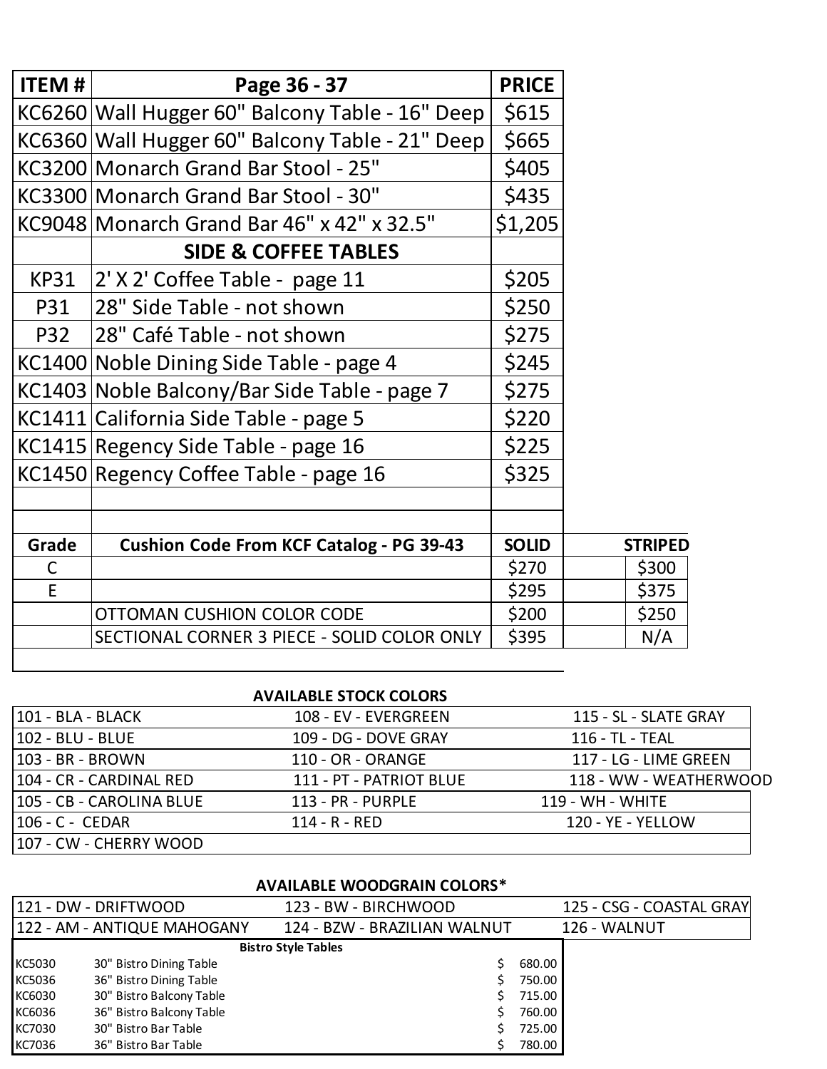| ITEM # | Page 36 - 37 | PRICE |
|---|---|---|
| KC6260 | Wall Hugger 60" Balcony Table - 16" Deep | $615 |
| KC6360 | Wall Hugger 60" Balcony Table - 21" Deep | $665 |
| KC3200 | Monarch Grand Bar Stool - 25" | $405 |
| KC3300 | Monarch Grand Bar Stool - 30" | $435 |
| KC9048 | Monarch Grand Bar 46" x 42" x 32.5" | $1,205 |
| | **SIDE & COFFEE TABLES** | |
| KP31 | 2' X 2' Coffee Table - page 11 | $205 |
| P31 | 28" Side Table - not shown | $250 |
| P32 | 28" Café Table - not shown | $275 |
| KC1400 | Noble Dining Side Table - page 4 | $245 |
| KC1403 | Noble Balcony/Bar Side Table - page 7 | $275 |
| KC1411 | California Side Table - page 5 | $220 |
| KC1415 | Regency Side Table - page 16 | $225 |
| KC1450 | Regency Coffee Table - page 16 | $325 |

| Grade | Cushion Code From KCF Catalog - PG 39-43 | SOLID | STRIPED |
|---|---|---|---|
| C | | $270 | $300 |
| E | | $295 | $375 |
| | OTTOMAN CUSHION COLOR CODE | $200 | $250 |
| | SECTIONAL CORNER 3 PIECE - SOLID COLOR ONLY | $395 | N/A |

**AVAILABLE STOCK COLORS**

| | | |
|---|---|---|
| 101 - BLA - BLACK | 108 - EV - EVERGREEN | 115 - SL - SLATE GRAY |
| 102 - BLU - BLUE | 109 - DG - DOVE GRAY | 116 - TL - TEAL |
| 103 - BR - BROWN | 110 - OR - ORANGE | 117 - LG - LIME GREEN |
| 104 - CR - CARDINAL RED | 111 - PT - PATRIOT BLUE | 118 - WW - WEATHERWOOD |
| 105 - CB - CAROLINA BLUE | 113 - PR - PURPLE | 119 - WH - WHITE |
| 106 - C - CEDAR | 114 - R - RED | 120 - YE - YELLOW |
| 107 - CW - CHERRY WOOD | | |

**AVAILABLE WOODGRAIN COLORS***

| | | |
|---|---|---|
| 121 - DW - DRIFTWOOD | 123 - BW - BIRCHWOOD | 125 - CSG - COASTAL GRAY |
| 122 - AM - ANTIQUE MAHOGANY | 124 - BZW - BRAZILIAN WALNUT | 126 - WALNUT |

**Bistro Style Tables**

| | | |
|---|---|---|
| KC5030 | 30" Bistro Dining Table | $ 680.00 |
| KC5036 | 36" Bistro Dining Table | $ 750.00 |
| KC6030 | 30" Bistro Balcony Table | $ 715.00 |
| KC6036 | 36" Bistro Balcony Table | $ 760.00 |
| KC7030 | 30" Bistro Bar Table | $ 725.00 |
| KC7036 | 36" Bistro Bar Table | $ 780.00 |